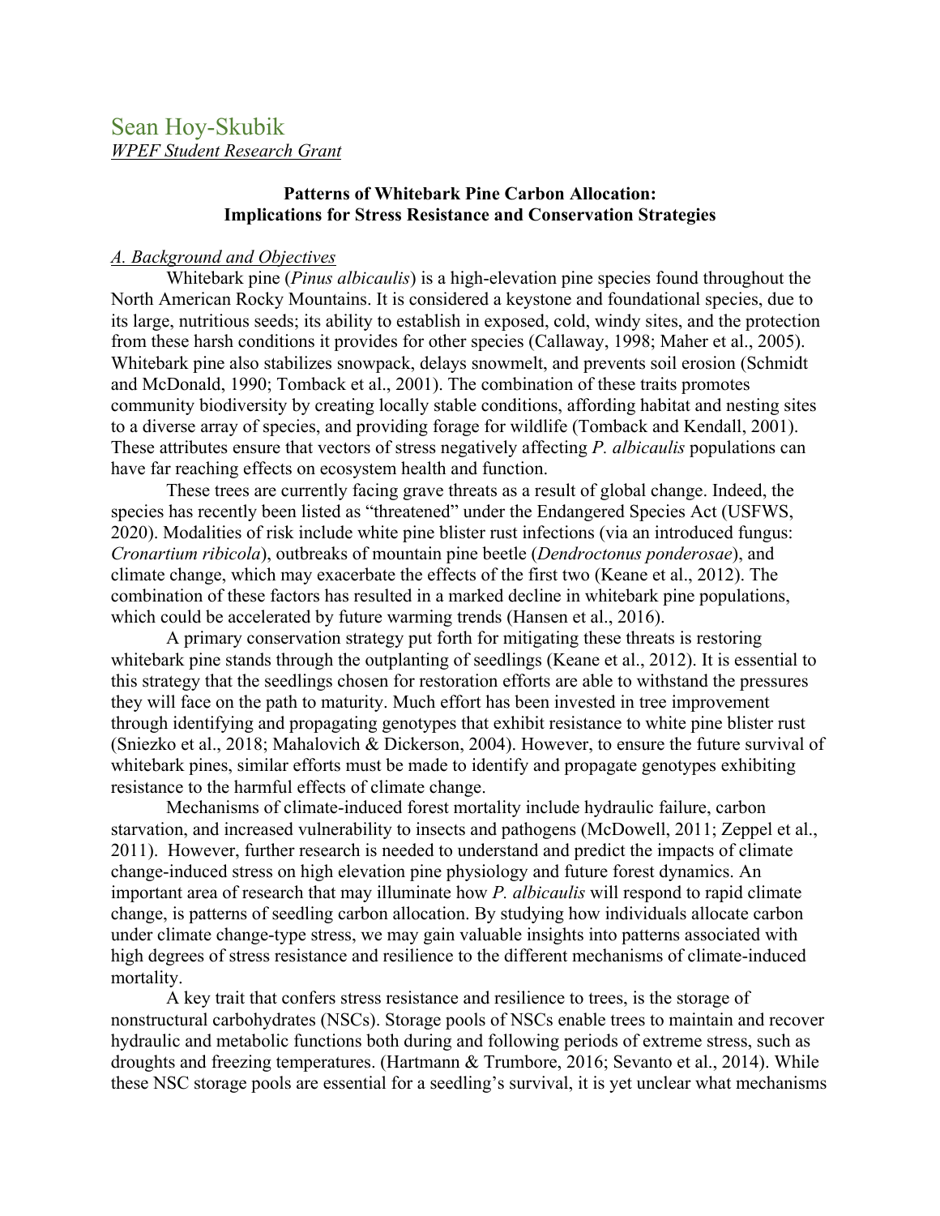# Sean Hoy-Skubik

*WPEF Student Research Grant*

**Patterns of Whitebark Pine Carbon Allocation: Implications for Stress Resistance and Conservation Strategies**

## *A. Background and Objectives*

Whitebark pine (*Pinus albicaulis*) is a high-elevation pine species found throughout the North American Rocky Mountains. It is considered a keystone and foundational species, due to its large, nutritious seeds; its ability to establish in exposed, cold, windy sites, and the protection from these harsh conditions it provides for other species (Callaway, 1998; Maher et al., 2005). Whitebark pine also stabilizes snowpack, delays snowmelt, and prevents soil erosion (Schmidt and McDonald, 1990; Tomback et al., 2001). The combination of these traits promotes community biodiversity by creating locally stable conditions, affording habitat and nesting sites to a diverse array of species, and providing forage for wildlife (Tomback and Kendall, 2001). These attributes ensure that vectors of stress negatively affecting *P. albicaulis* populations can have far reaching effects on ecosystem health and function.

These trees are currently facing grave threats as a result of global change. Indeed, the species has recently been listed as "threatened" under the Endangered Species Act (USFWS, 2020). Modalities of risk include white pine blister rust infections (via an introduced fungus: *Cronartium ribicola*), outbreaks of mountain pine beetle (*Dendroctonus ponderosae*), and climate change, which may exacerbate the effects of the first two (Keane et al., 2012). The combination of these factors has resulted in a marked decline in whitebark pine populations, which could be accelerated by future warming trends (Hansen et al., 2016).

A primary conservation strategy put forth for mitigating these threats is restoring whitebark pine stands through the outplanting of seedlings (Keane et al., 2012). It is essential to this strategy that the seedlings chosen for restoration efforts are able to withstand the pressures they will face on the path to maturity. Much effort has been invested in tree improvement through identifying and propagating genotypes that exhibit resistance to white pine blister rust (Sniezko et al., 2018; Mahalovich & Dickerson, 2004). However, to ensure the future survival of whitebark pines, similar efforts must be made to identify and propagate genotypes exhibiting resistance to the harmful effects of climate change.

Mechanisms of climate-induced forest mortality include hydraulic failure, carbon starvation, and increased vulnerability to insects and pathogens (McDowell, 2011; Zeppel et al., 2011). However, further research is needed to understand and predict the impacts of climate change-induced stress on high elevation pine physiology and future forest dynamics. An important area of research that may illuminate how *P. albicaulis* will respond to rapid climate change, is patterns of seedling carbon allocation. By studying how individuals allocate carbon under climate change-type stress, we may gain valuable insights into patterns associated with high degrees of stress resistance and resilience to the different mechanisms of climate-induced mortality.

A key trait that confers stress resistance and resilience to trees, is the storage of nonstructural carbohydrates (NSCs). Storage pools of NSCs enable trees to maintain and recover hydraulic and metabolic functions both during and following periods of extreme stress, such as droughts and freezing temperatures. (Hartmann & Trumbore, 2016; Sevanto et al., 2014). While these NSC storage pools are essential for a seedling's survival, it is yet unclear what mechanisms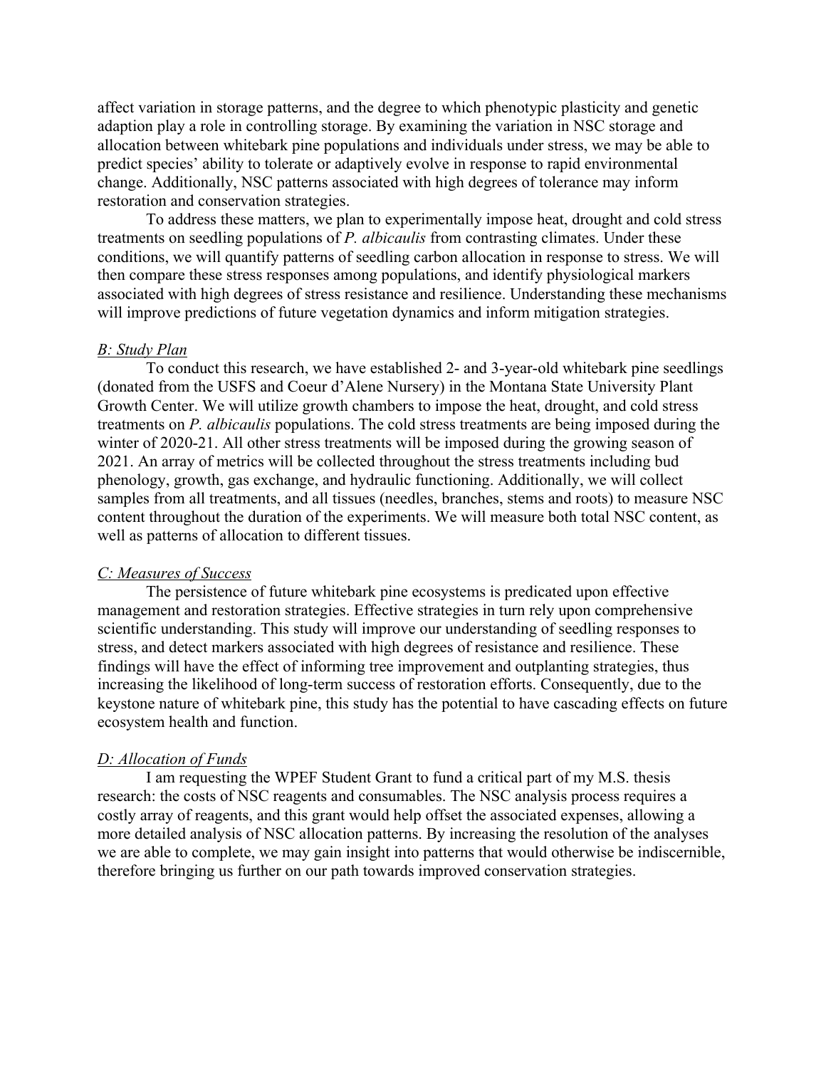affect variation in storage patterns, and the degree to which phenotypic plasticity and genetic adaption play a role in controlling storage. By examining the variation in NSC storage and allocation between whitebark pine populations and individuals under stress, we may be able to predict species' ability to tolerate or adaptively evolve in response to rapid environmental change. Additionally, NSC patterns associated with high degrees of tolerance may inform restoration and conservation strategies.

To address these matters, we plan to experimentally impose heat, drought and cold stress treatments on seedling populations of *P. albicaulis* from contrasting climates. Under these conditions, we will quantify patterns of seedling carbon allocation in response to stress. We will then compare these stress responses among populations, and identify physiological markers associated with high degrees of stress resistance and resilience. Understanding these mechanisms will improve predictions of future vegetation dynamics and inform mitigation strategies.

### *B: Study Plan*

To conduct this research, we have established 2- and 3-year-old whitebark pine seedlings (donated from the USFS and Coeur d'Alene Nursery) in the Montana State University Plant Growth Center. We will utilize growth chambers to impose the heat, drought, and cold stress treatments on *P. albicaulis* populations. The cold stress treatments are being imposed during the winter of 2020-21. All other stress treatments will be imposed during the growing season of 2021. An array of metrics will be collected throughout the stress treatments including bud phenology, growth, gas exchange, and hydraulic functioning. Additionally, we will collect samples from all treatments, and all tissues (needles, branches, stems and roots) to measure NSC content throughout the duration of the experiments. We will measure both total NSC content, as well as patterns of allocation to different tissues.

### *C: Measures of Success*

The persistence of future whitebark pine ecosystems is predicated upon effective management and restoration strategies. Effective strategies in turn rely upon comprehensive scientific understanding. This study will improve our understanding of seedling responses to stress, and detect markers associated with high degrees of resistance and resilience. These findings will have the effect of informing tree improvement and outplanting strategies, thus increasing the likelihood of long-term success of restoration efforts. Consequently, due to the keystone nature of whitebark pine, this study has the potential to have cascading effects on future ecosystem health and function.

### *D: Allocation of Funds*

I am requesting the WPEF Student Grant to fund a critical part of my M.S. thesis research: the costs of NSC reagents and consumables. The NSC analysis process requires a costly array of reagents, and this grant would help offset the associated expenses, allowing a more detailed analysis of NSC allocation patterns. By increasing the resolution of the analyses we are able to complete, we may gain insight into patterns that would otherwise be indiscernible, therefore bringing us further on our path towards improved conservation strategies.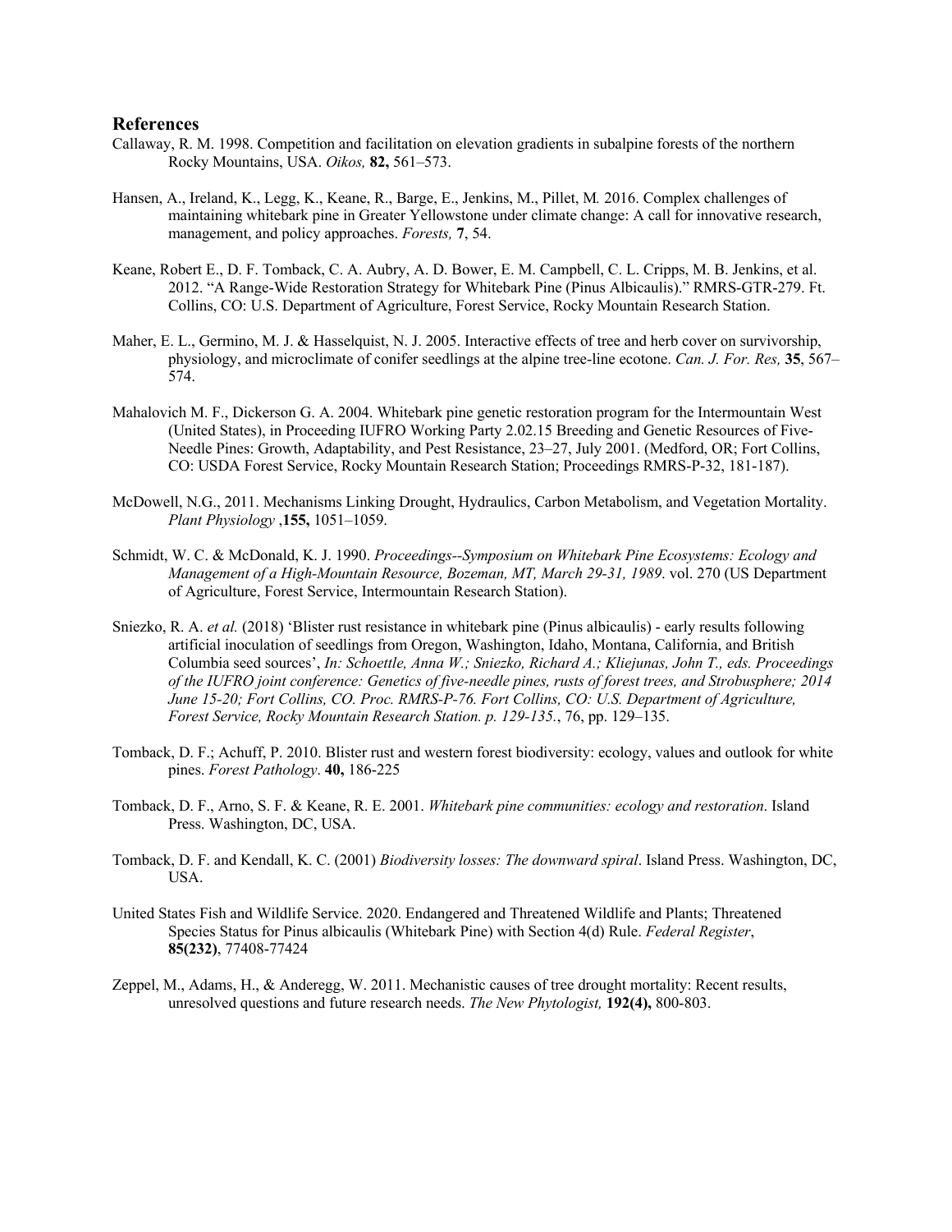## References

Callaway, R. M. 1998. Competition and facilitation on elevation gradients in subalpine forests of the northern Rocky Mountains, USA. *Oikos,* **82,** 561–573.

Hansen, A., Ireland, K., Legg, K., Keane, R., Barge, E., Jenkins, M., Pillet, M*.* 2016. Complex challenges of maintaining whitebark pine in Greater Yellowstone under climate change: A call for innovative research, management, and policy approaches. *Forests,* **7**, 54.

Keane, Robert E., D. F. Tomback, C. A. Aubry, A. D. Bower, E. M. Campbell, C. L. Cripps, M. B. Jenkins, et al. 2012. "A Range-Wide Restoration Strategy for Whitebark Pine (Pinus Albicaulis)." RMRS-GTR-279. Ft. Collins, CO: U.S. Department of Agriculture, Forest Service, Rocky Mountain Research Station.

Maher, E. L., Germino, M. J. & Hasselquist, N. J. 2005. Interactive effects of tree and herb cover on survivorship, physiology, and microclimate of conifer seedlings at the alpine tree-line ecotone. *Can. J. For. Res,* **35**, 567–574.

Mahalovich M. F., Dickerson G. A. 2004. Whitebark pine genetic restoration program for the Intermountain West (United States), in Proceeding IUFRO Working Party 2.02.15 Breeding and Genetic Resources of Five-Needle Pines: Growth, Adaptability, and Pest Resistance, 23–27, July 2001. (Medford, OR; Fort Collins, CO: USDA Forest Service, Rocky Mountain Research Station; Proceedings RMRS-P-32, 181-187).

McDowell, N.G., 2011. Mechanisms Linking Drought, Hydraulics, Carbon Metabolism, and Vegetation Mortality. *Plant Physiology* ,**155,** 1051–1059.

Schmidt, W. C. & McDonald, K. J. 1990. *Proceedings--Symposium on Whitebark Pine Ecosystems: Ecology and Management of a High-Mountain Resource, Bozeman, MT, March 29-31, 1989*. vol. 270 (US Department of Agriculture, Forest Service, Intermountain Research Station).

Sniezko, R. A. *et al.* (2018) 'Blister rust resistance in whitebark pine (Pinus albicaulis) - early results following artificial inoculation of seedlings from Oregon, Washington, Idaho, Montana, California, and British Columbia seed sources', *In: Schoettle, Anna W.; Sniezko, Richard A.; Kliejunas, John T., eds. Proceedings of the IUFRO joint conference: Genetics of five-needle pines, rusts of forest trees, and Strobusphere; 2014 June 15-20; Fort Collins, CO. Proc. RMRS-P-76. Fort Collins, CO: U.S. Department of Agriculture, Forest Service, Rocky Mountain Research Station. p. 129-135.*, 76, pp. 129–135.

Tomback, D. F.; Achuff, P. 2010. Blister rust and western forest biodiversity: ecology, values and outlook for white pines. *Forest Pathology*. **40,** 186-225

Tomback, D. F., Arno, S. F. & Keane, R. E. 2001. *Whitebark pine communities: ecology and restoration*. Island Press. Washington, DC, USA.

Tomback, D. F. and Kendall, K. C. (2001) *Biodiversity losses: The downward spiral*. Island Press. Washington, DC, USA.

United States Fish and Wildlife Service. 2020. Endangered and Threatened Wildlife and Plants; Threatened Species Status for Pinus albicaulis (Whitebark Pine) with Section 4(d) Rule. *Federal Register*, **85(232)**, 77408-77424

Zeppel, M., Adams, H., & Anderegg, W. 2011. Mechanistic causes of tree drought mortality: Recent results, unresolved questions and future research needs. *The New Phytologist,* **192(4),** 800-803.